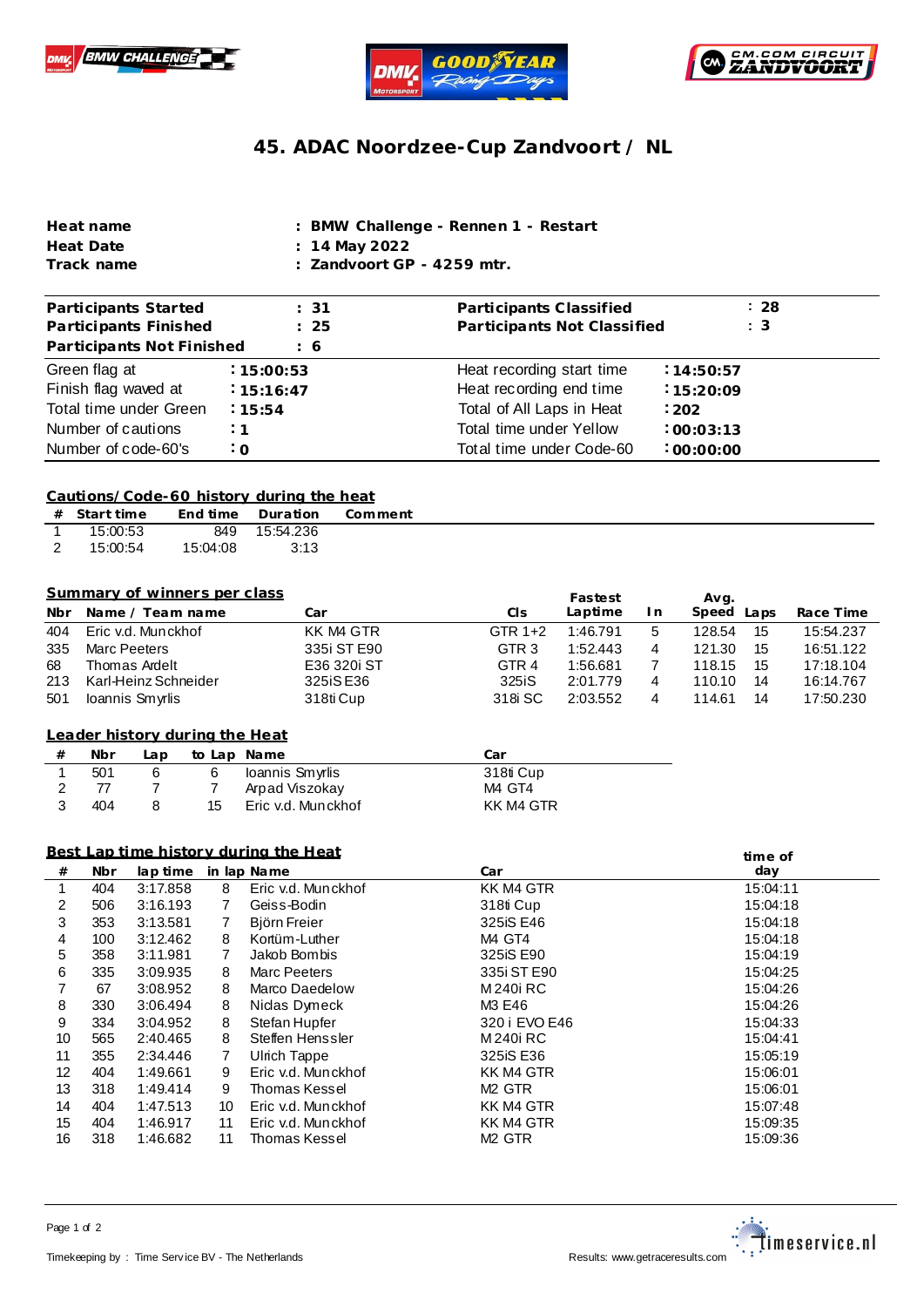# 45. ADAC Noordzee-Cup Zandvoort / NL

| | |
|---|---|
| **Heat name** | **: BMW Challenge - Rennen 1 - Restart** |
| **Heat Date** | **: 14 May 2022** |
| **Track name** | **: Zandvoort GP - 4259 mtr.** |

| | | | |
|---|---|---|---|
| **Participants Started** | **: 31** | **Participants Classified** | **: 28** |
| **Participants Finished** | **: 25** | **Participants Not Classified** | **: 3** |
| **Participants Not Finished** | **: 6** | | |
| Green flag at | **: 15:00:53** | Heat recording start time | **: 14:50:57** |
| Finish flag waved at | **: 15:16:47** | Heat recording end time | **: 15:20:09** |
| Total time under Green | **: 15:54** | Total of All Laps in Heat | **: 202** |
| Number of cautions | **: 1** | Total time under Yellow | **: 00:03:13** |
| Number of code-60's | **: 0** | Total time under Code-60 | **: 00:00:00** |

## Cautions/Code-60 history during the heat

| # | Start time | End time | Duration | Comment |
|---|---|---|---|---|
| 1 | 15:00:53 | 849 | 15:54.236 | |
| 2 | 15:00:54 | 15:04:08 | 3:13 | |

## Summary of winners per class

| Nbr | Name / Team name | Car | Cls | Fastest Laptime | In | Avg. Speed | Laps | Race Time |
|---|---|---|---|---|---|---|---|---|
| 404 | Eric v.d. Munckhof | KK M4 GTR | GTR 1+2 | 1:46.791 | 5 | 128.54 | 15 | 15:54.237 |
| 335 | Marc Peeters | 335i ST E90 | GTR 3 | 1:52.443 | 4 | 121.30 | 15 | 16:51.122 |
| 68 | Thomas Ardelt | E36 320i ST | GTR 4 | 1:56.681 | 7 | 118.15 | 15 | 17:18.104 |
| 213 | Karl-Heinz Schneider | 325iS E36 | 325iS | 2:01.779 | 4 | 110.10 | 14 | 16:14.767 |
| 501 | Ioannis Smyrlis | 318ti Cup | 318i SC | 2:03.552 | 4 | 114.61 | 14 | 17:50.230 |

## Leader history during the Heat

| # | Nbr | Lap | to Lap | Name | Car |
|---|---|---|---|---|---|
| 1 | 501 | 6 | 6 | Ioannis Smyrlis | 318ti Cup |
| 2 | 77 | 7 | 7 | Arpad Viszokay | M4 GT4 |
| 3 | 404 | 8 | 15 | Eric v.d. Munckhof | KK M4 GTR |

## Best Lap time history during the Heat

| # | Nbr | lap time | in lap | Name | Car | time of day |
|---|---|---|---|---|---|---|
| 1 | 404 | 3:17.858 | 8 | Eric v.d. Munckhof | KK M4 GTR | 15:04:11 |
| 2 | 506 | 3:16.193 | 7 | Geiss-Bodin | 318ti Cup | 15:04:18 |
| 3 | 353 | 3:13.581 | 7 | Björn Freier | 325iS E46 | 15:04:18 |
| 4 | 100 | 3:12.462 | 8 | Kortüm-Luther | M4 GT4 | 15:04:18 |
| 5 | 358 | 3:11.981 | 7 | Jakob Bombis | 325iS E90 | 15:04:19 |
| 6 | 335 | 3:09.935 | 8 | Marc Peeters | 335i ST E90 | 15:04:25 |
| 7 | 67 | 3:08.952 | 8 | Marco Daedelow | M 240i RC | 15:04:26 |
| 8 | 330 | 3:06.494 | 8 | Niclas Dymeck | M3 E46 | 15:04:26 |
| 9 | 334 | 3:04.952 | 8 | Stefan Hupfer | 320 i EVO E46 | 15:04:33 |
| 10 | 565 | 2:40.465 | 8 | Steffen Henssler | M 240i RC | 15:04:41 |
| 11 | 355 | 2:34.446 | 7 | Ulrich Tappe | 325iS E36 | 15:05:19 |
| 12 | 404 | 1:49.661 | 9 | Eric v.d. Munckhof | KK M4 GTR | 15:06:01 |
| 13 | 318 | 1:49.414 | 9 | Thomas Kessel | M2 GTR | 15:06:01 |
| 14 | 404 | 1:47.513 | 10 | Eric v.d. Munckhof | KK M4 GTR | 15:07:48 |
| 15 | 404 | 1:46.917 | 11 | Eric v.d. Munckhof | KK M4 GTR | 15:09:35 |
| 16 | 318 | 1:46.682 | 11 | Thomas Kessel | M2 GTR | 15:09:36 |

Timekeeping by : Time Service BV - The Netherlands

Results: www.getraceresults.com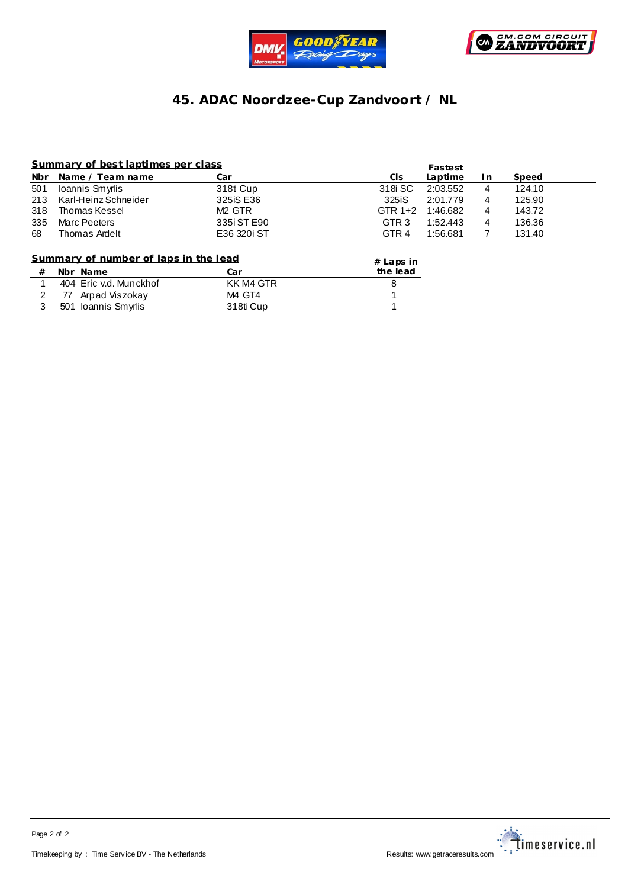# 45. ADAC Noordzee-Cup Zandvoort / NL

## Summary of best laptimes per class

| Nbr | Name / Team name | Car | Cls | Fastest Laptime | In | Speed |
|---|---|---|---|---|---|---|
| 501 | Ioannis Smyrlis | 318ti Cup | 318i SC | 2:03.552 | 4 | 124.10 |
| 213 | Karl-Heinz Schneider | 325iS E36 | 325iS | 2:01.779 | 4 | 125.90 |
| 318 | Thomas Kessel | M2 GTR | GTR 1+2 | 1:46.682 | 4 | 143.72 |
| 335 | Marc Peeters | 335i ST E90 | GTR 3 | 1:52.443 | 4 | 136.36 |
| 68 | Thomas Ardelt | E36 320i ST | GTR 4 | 1:56.681 | 7 | 131.40 |

## Summary of number of laps in the lead

| # | Nbr | Name | Car | # Laps in the lead |
|---|---|---|---|---|
| 1 | 404 | Eric v.d. Munckhof | KK M4 GTR | 8 |
| 2 | 77 | Arpad Viszokay | M4 GT4 | 1 |
| 3 | 501 | Ioannis Smyrlis | 318ti Cup | 1 |

Timekeeping by : Time Service BV - The Netherlands

Results: www.getraceresults.com